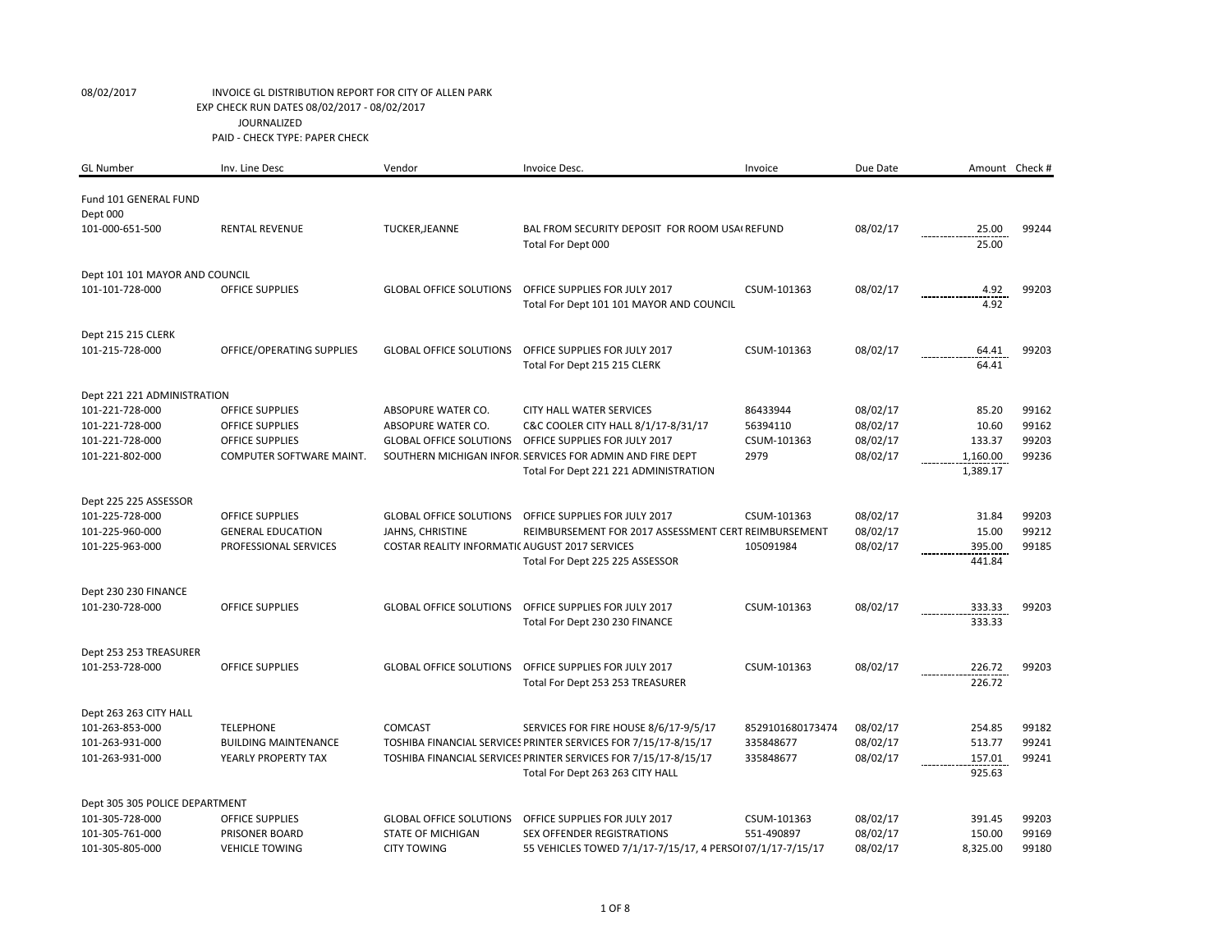08/02/2017 INVOICE GL DISTRIBUTION REPORT FOR CITY OF ALLEN PARK
EXP CHECK RUN DATES 08/02/2017 - 08/02/2017
JOURNALIZED
PAID - CHECK TYPE: PAPER CHECK

| GL Number | Inv. Line Desc | Vendor | Invoice Desc. | Invoice | Due Date | Amount | Check # |
|---|---|---|---|---|---|---|---|
| Fund 101 GENERAL FUND | | | | | | | |
| Dept 000 | | | | | | | |
| 101-000-651-500 | RENTAL REVENUE | TUCKER,JEANNE | BAL FROM SECURITY DEPOSIT FOR ROOM USA( REFUND | | 08/02/17 | 25.00 | 99244 |
| | | | Total For Dept 000 | | | 25.00 | |
| Dept 101 101 MAYOR AND COUNCIL | | | | | | | |
| 101-101-728-000 | OFFICE SUPPLIES | GLOBAL OFFICE SOLUTIONS | OFFICE SUPPLIES FOR JULY 2017 | CSUM-101363 | 08/02/17 | 4.92 | 99203 |
| | | | Total For Dept 101 101 MAYOR AND COUNCIL | | | 4.92 | |
| Dept 215 215 CLERK | | | | | | | |
| 101-215-728-000 | OFFICE/OPERATING SUPPLIES | GLOBAL OFFICE SOLUTIONS | OFFICE SUPPLIES FOR JULY 2017 | CSUM-101363 | 08/02/17 | 64.41 | 99203 |
| | | | Total For Dept 215 215 CLERK | | | 64.41 | |
| Dept 221 221 ADMINISTRATION | | | | | | | |
| 101-221-728-000 | OFFICE SUPPLIES | ABSOPURE WATER CO. | CITY HALL WATER SERVICES | 86433944 | 08/02/17 | 85.20 | 99162 |
| 101-221-728-000 | OFFICE SUPPLIES | ABSOPURE WATER CO. | C&C COOLER CITY HALL 8/1/17-8/31/17 | 56394110 | 08/02/17 | 10.60 | 99162 |
| 101-221-728-000 | OFFICE SUPPLIES | GLOBAL OFFICE SOLUTIONS | OFFICE SUPPLIES FOR JULY 2017 | CSUM-101363 | 08/02/17 | 133.37 | 99203 |
| 101-221-802-000 | COMPUTER SOFTWARE MAINT. | SOUTHERN MICHIGAN INFOR. | SERVICES FOR ADMIN AND FIRE DEPT | 2979 | 08/02/17 | 1,160.00 | 99236 |
| | | | Total For Dept 221 221 ADMINISTRATION | | | 1,389.17 | |
| Dept 225 225 ASSESSOR | | | | | | | |
| 101-225-728-000 | OFFICE SUPPLIES | GLOBAL OFFICE SOLUTIONS | OFFICE SUPPLIES FOR JULY 2017 | CSUM-101363 | 08/02/17 | 31.84 | 99203 |
| 101-225-960-000 | GENERAL EDUCATION | JAHNS, CHRISTINE | REIMBURSEMENT FOR 2017 ASSESSMENT CERT | REIMBURSEMENT | 08/02/17 | 15.00 | 99212 |
| 101-225-963-000 | PROFESSIONAL SERVICES | COSTAR REALITY INFORMATI( | AUGUST 2017 SERVICES | 105091984 | 08/02/17 | 395.00 | 99185 |
| | | | Total For Dept 225 225 ASSESSOR | | | 441.84 | |
| Dept 230 230 FINANCE | | | | | | | |
| 101-230-728-000 | OFFICE SUPPLIES | GLOBAL OFFICE SOLUTIONS | OFFICE SUPPLIES FOR JULY 2017 | CSUM-101363 | 08/02/17 | 333.33 | 99203 |
| | | | Total For Dept 230 230 FINANCE | | | 333.33 | |
| Dept 253 253 TREASURER | | | | | | | |
| 101-253-728-000 | OFFICE SUPPLIES | GLOBAL OFFICE SOLUTIONS | OFFICE SUPPLIES FOR JULY 2017 | CSUM-101363 | 08/02/17 | 226.72 | 99203 |
| | | | Total For Dept 253 253 TREASURER | | | 226.72 | |
| Dept 263 263 CITY HALL | | | | | | | |
| 101-263-853-000 | TELEPHONE | COMCAST | SERVICES FOR FIRE HOUSE 8/6/17-9/5/17 | 8529101680173474 | 08/02/17 | 254.85 | 99182 |
| 101-263-931-000 | BUILDING MAINTENANCE | TOSHIBA FINANCIAL SERVICES | PRINTER SERVICES FOR 7/15/17-8/15/17 | 335848677 | 08/02/17 | 513.77 | 99241 |
| 101-263-931-000 | YEARLY PROPERTY TAX | TOSHIBA FINANCIAL SERVICES | PRINTER SERVICES FOR 7/15/17-8/15/17 | 335848677 | 08/02/17 | 157.01 | 99241 |
| | | | Total For Dept 263 263 CITY HALL | | | 925.63 | |
| Dept 305 305 POLICE DEPARTMENT | | | | | | | |
| 101-305-728-000 | OFFICE SUPPLIES | GLOBAL OFFICE SOLUTIONS | OFFICE SUPPLIES FOR JULY 2017 | CSUM-101363 | 08/02/17 | 391.45 | 99203 |
| 101-305-761-000 | PRISONER BOARD | STATE OF MICHIGAN | SEX OFFENDER REGISTRATIONS | 551-490897 | 08/02/17 | 150.00 | 99169 |
| 101-305-805-000 | VEHICLE TOWING | CITY TOWING | 55 VEHICLES TOWED 7/1/17-7/15/17, 4 PERSO | 07/1/17-7/15/17 | 08/02/17 | 8,325.00 | 99180 |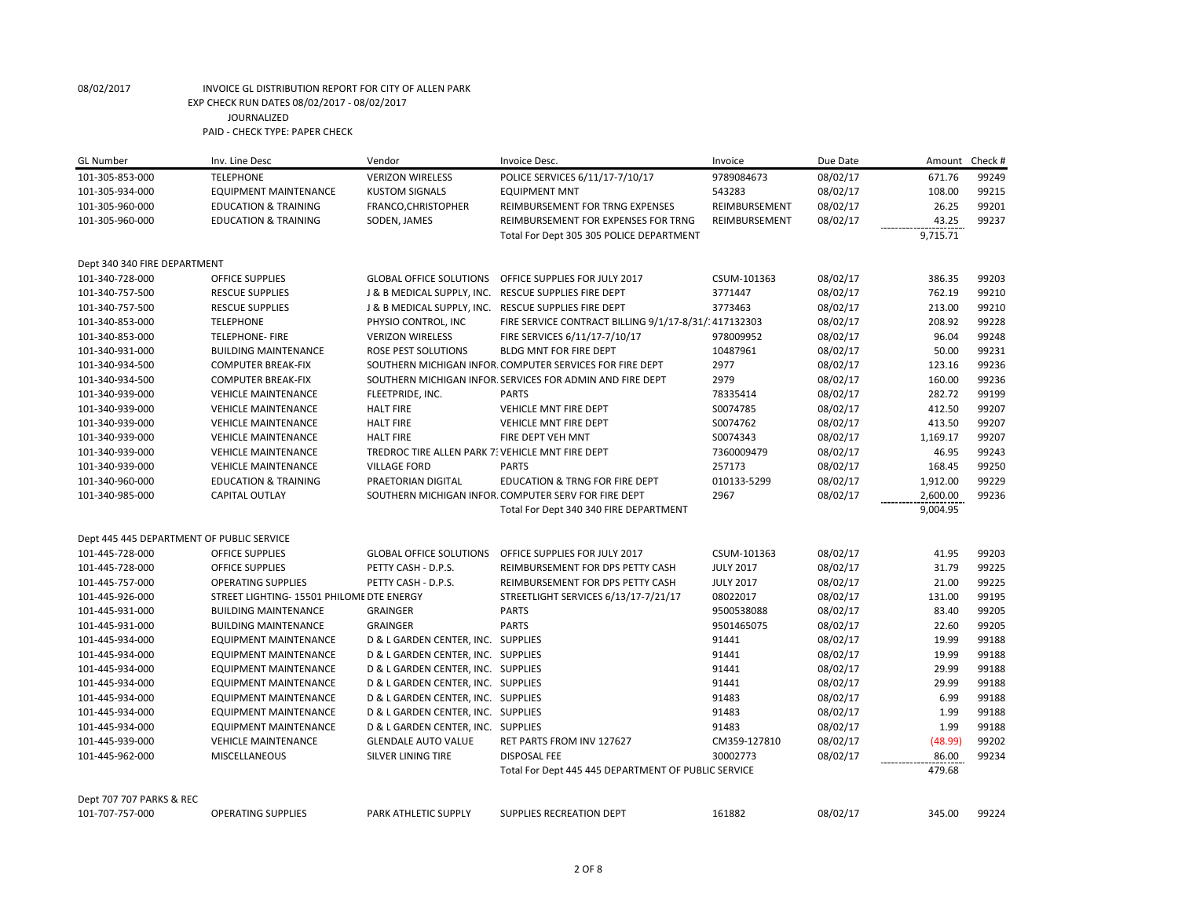08/02/2017 INVOICE GL DISTRIBUTION REPORT FOR CITY OF ALLEN PARK
EXP CHECK RUN DATES 08/02/2017 - 08/02/2017
JOURNALIZED
PAID - CHECK TYPE: PAPER CHECK

| GL Number | Inv. Line Desc | Vendor | Invoice Desc. | Invoice | Due Date | Amount | Check # |
|---|---|---|---|---|---|---|---|
| 101-305-853-000 | TELEPHONE | VERIZON WIRELESS | POLICE SERVICES 6/11/17-7/10/17 | 9789084673 | 08/02/17 | 671.76 | 99249 |
| 101-305-934-000 | EQUIPMENT MAINTENANCE | KUSTOM SIGNALS | EQUIPMENT MNT | 543283 | 08/02/17 | 108.00 | 99215 |
| 101-305-960-000 | EDUCATION & TRAINING | FRANCO,CHRISTOPHER | REIMBURSEMENT FOR TRNG EXPENSES | REIMBURSEMENT | 08/02/17 | 26.25 | 99201 |
| 101-305-960-000 | EDUCATION & TRAINING | SODEN, JAMES | REIMBURSEMENT FOR EXPENSES FOR TRNG | REIMBURSEMENT | 08/02/17 | 43.25 | 99237 |
| | | | Total For Dept 305 305 POLICE DEPARTMENT | | | 9,715.71 | |
| Dept 340 340 FIRE DEPARTMENT | | | | | | | |
| 101-340-728-000 | OFFICE SUPPLIES | GLOBAL OFFICE SOLUTIONS | OFFICE SUPPLIES FOR JULY 2017 | CSUM-101363 | 08/02/17 | 386.35 | 99203 |
| 101-340-757-500 | RESCUE SUPPLIES | J & B MEDICAL SUPPLY, INC. | RESCUE SUPPLIES FIRE DEPT | 3771447 | 08/02/17 | 762.19 | 99210 |
| 101-340-757-500 | RESCUE SUPPLIES | J & B MEDICAL SUPPLY, INC. | RESCUE SUPPLIES FIRE DEPT | 3773463 | 08/02/17 | 213.00 | 99210 |
| 101-340-853-000 | TELEPHONE | PHYSIO CONTROL, INC | FIRE SERVICE CONTRACT BILLING 9/1/17-8/31/1 | 417132303 | 08/02/17 | 208.92 | 99228 |
| 101-340-853-000 | TELEPHONE- FIRE | VERIZON WIRELESS | FIRE SERVICES 6/11/17-7/10/17 | 978009952 | 08/02/17 | 96.04 | 99248 |
| 101-340-931-000 | BUILDING MAINTENANCE | ROSE PEST SOLUTIONS | BLDG MNT FOR FIRE DEPT | 10487961 | 08/02/17 | 50.00 | 99231 |
| 101-340-934-500 | COMPUTER BREAK-FIX | SOUTHERN MICHIGAN INFOR | COMPUTER SERVICES FOR FIRE DEPT | 2977 | 08/02/17 | 123.16 | 99236 |
| 101-340-934-500 | COMPUTER BREAK-FIX | SOUTHERN MICHIGAN INFOR | SERVICES FOR ADMIN AND FIRE DEPT | 2979 | 08/02/17 | 160.00 | 99236 |
| 101-340-939-000 | VEHICLE MAINTENANCE | FLEETPRIDE, INC. | PARTS | 78335414 | 08/02/17 | 282.72 | 99199 |
| 101-340-939-000 | VEHICLE MAINTENANCE | HALT FIRE | VEHICLE MNT FIRE DEPT | S0074785 | 08/02/17 | 412.50 | 99207 |
| 101-340-939-000 | VEHICLE MAINTENANCE | HALT FIRE | VEHICLE MNT FIRE DEPT | S0074762 | 08/02/17 | 413.50 | 99207 |
| 101-340-939-000 | VEHICLE MAINTENANCE | HALT FIRE | FIRE DEPT VEH MNT | S0074343 | 08/02/17 | 1,169.17 | 99207 |
| 101-340-939-000 | VEHICLE MAINTENANCE | TREDROC TIRE ALLEN PARK 7 | VEHICLE MNT FIRE DEPT | 7360009479 | 08/02/17 | 46.95 | 99243 |
| 101-340-939-000 | VEHICLE MAINTENANCE | VILLAGE FORD | PARTS | 257173 | 08/02/17 | 168.45 | 99250 |
| 101-340-960-000 | EDUCATION & TRAINING | PRAETORIAN DIGITAL | EDUCATION & TRNG FOR FIRE DEPT | 010133-5299 | 08/02/17 | 1,912.00 | 99229 |
| 101-340-985-000 | CAPITAL OUTLAY | SOUTHERN MICHIGAN INFOR | COMPUTER SERV FOR FIRE DEPT | 2967 | 08/02/17 | 2,600.00 | 99236 |
| | | | Total For Dept 340 340 FIRE DEPARTMENT | | | 9,004.95 | |
| Dept 445 445 DEPARTMENT OF PUBLIC SERVICE | | | | | | | |
| 101-445-728-000 | OFFICE SUPPLIES | GLOBAL OFFICE SOLUTIONS | OFFICE SUPPLIES FOR JULY 2017 | CSUM-101363 | 08/02/17 | 41.95 | 99203 |
| 101-445-728-000 | OFFICE SUPPLIES | PETTY CASH - D.P.S. | REIMBURSEMENT FOR DPS PETTY CASH | JULY 2017 | 08/02/17 | 31.79 | 99225 |
| 101-445-757-000 | OPERATING SUPPLIES | PETTY CASH - D.P.S. | REIMBURSEMENT FOR DPS PETTY CASH | JULY 2017 | 08/02/17 | 21.00 | 99225 |
| 101-445-926-000 | STREET LIGHTING- 15501 PHILOME | DTE ENERGY | STREETLIGHT SERVICES 6/13/17-7/21/17 | 08022017 | 08/02/17 | 131.00 | 99195 |
| 101-445-931-000 | BUILDING MAINTENANCE | GRAINGER | PARTS | 9500538088 | 08/02/17 | 83.40 | 99205 |
| 101-445-931-000 | BUILDING MAINTENANCE | GRAINGER | PARTS | 9501465075 | 08/02/17 | 22.60 | 99205 |
| 101-445-934-000 | EQUIPMENT MAINTENANCE | D & L GARDEN CENTER, INC. | SUPPLIES | 91441 | 08/02/17 | 19.99 | 99188 |
| 101-445-934-000 | EQUIPMENT MAINTENANCE | D & L GARDEN CENTER, INC. | SUPPLIES | 91441 | 08/02/17 | 19.99 | 99188 |
| 101-445-934-000 | EQUIPMENT MAINTENANCE | D & L GARDEN CENTER, INC. | SUPPLIES | 91441 | 08/02/17 | 29.99 | 99188 |
| 101-445-934-000 | EQUIPMENT MAINTENANCE | D & L GARDEN CENTER, INC. | SUPPLIES | 91441 | 08/02/17 | 29.99 | 99188 |
| 101-445-934-000 | EQUIPMENT MAINTENANCE | D & L GARDEN CENTER, INC. | SUPPLIES | 91483 | 08/02/17 | 6.99 | 99188 |
| 101-445-934-000 | EQUIPMENT MAINTENANCE | D & L GARDEN CENTER, INC. | SUPPLIES | 91483 | 08/02/17 | 1.99 | 99188 |
| 101-445-934-000 | EQUIPMENT MAINTENANCE | D & L GARDEN CENTER, INC. | SUPPLIES | 91483 | 08/02/17 | 1.99 | 99188 |
| 101-445-939-000 | VEHICLE MAINTENANCE | GLENDALE AUTO VALUE | RET PARTS FROM INV 127627 | CM359-127810 | 08/02/17 | (48.99) | 99202 |
| 101-445-962-000 | MISCELLANEOUS | SILVER LINING TIRE | DISPOSAL FEE | 30002773 | 08/02/17 | 86.00 | 99234 |
| | | | Total For Dept 445 445 DEPARTMENT OF PUBLIC SERVICE | | | 479.68 | |
| Dept 707 707 PARKS & REC | | | | | | | |
| 101-707-757-000 | OPERATING SUPPLIES | PARK ATHLETIC SUPPLY | SUPPLIES RECREATION DEPT | 161882 | 08/02/17 | 345.00 | 99224 |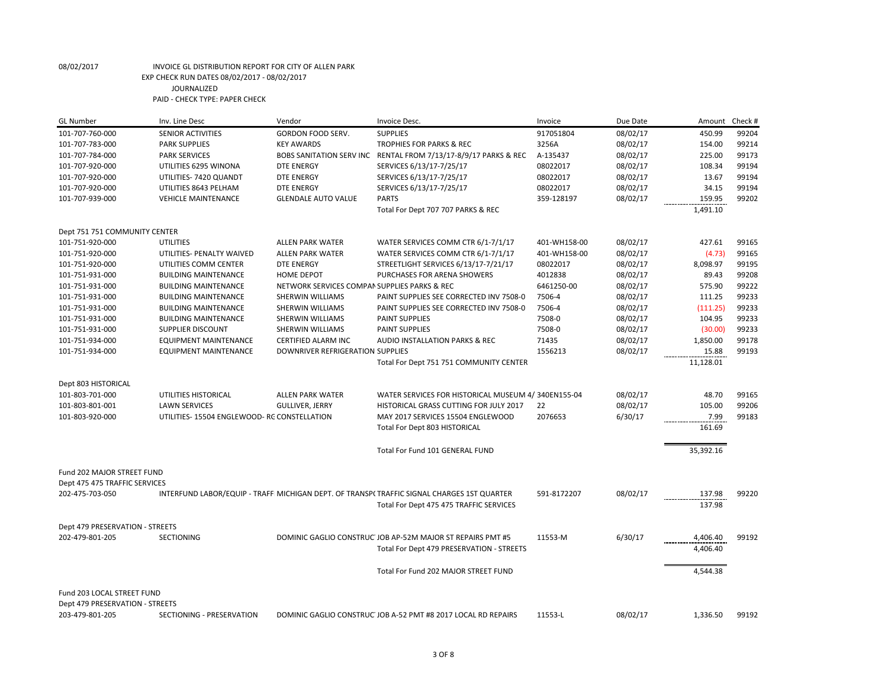08/02/2017 INVOICE GL DISTRIBUTION REPORT FOR CITY OF ALLEN PARK
EXP CHECK RUN DATES 08/02/2017 - 08/02/2017
JOURNALIZED
PAID - CHECK TYPE: PAPER CHECK

| GL Number | Inv. Line Desc | Vendor | Invoice Desc. | Invoice | Due Date | Amount | Check # |
|---|---|---|---|---|---|---|---|
| 101-707-760-000 | SENIOR ACTIVITIES | GORDON FOOD SERV. | SUPPLIES | 917051804 | 08/02/17 | 450.99 | 99204 |
| 101-707-783-000 | PARK SUPPLIES | KEY AWARDS | TROPHIES FOR PARKS & REC | 3256A | 08/02/17 | 154.00 | 99214 |
| 101-707-784-000 | PARK SERVICES | BOBS SANITATION SERV INC | RENTAL FROM 7/13/17-8/9/17 PARKS & REC | A-135437 | 08/02/17 | 225.00 | 99173 |
| 101-707-920-000 | UTILITIES 6295 WINONA | DTE ENERGY | SERVICES 6/13/17-7/25/17 | 08022017 | 08/02/17 | 108.34 | 99194 |
| 101-707-920-000 | UTILITIES- 7420 QUANDT | DTE ENERGY | SERVICES 6/13/17-7/25/17 | 08022017 | 08/02/17 | 13.67 | 99194 |
| 101-707-920-000 | UTILITIES 8643 PELHAM | DTE ENERGY | SERVICES 6/13/17-7/25/17 | 08022017 | 08/02/17 | 34.15 | 99194 |
| 101-707-939-000 | VEHICLE MAINTENANCE | GLENDALE AUTO VALUE | PARTS | 359-128197 | 08/02/17 | 159.95 | 99202 |
| | | | Total For Dept 707 707 PARKS & REC | | | 1,491.10 | |
| Dept 751 751 COMMUNITY CENTER | | | | | | | |
| 101-751-920-000 | UTILITIES | ALLEN PARK WATER | WATER SERVICES COMM CTR 6/1-7/1/17 | 401-WH158-00 | 08/02/17 | 427.61 | 99165 |
| 101-751-920-000 | UTILITIES- PENALTY WAIVED | ALLEN PARK WATER | WATER SERVICES COMM CTR 6/1-7/1/17 | 401-WH158-00 | 08/02/17 | (4.73) | 99165 |
| 101-751-920-000 | UTILITIES COMM CENTER | DTE ENERGY | STREETLIGHT SERVICES 6/13/17-7/21/17 | 08022017 | 08/02/17 | 8,098.97 | 99195 |
| 101-751-931-000 | BUILDING MAINTENANCE | HOME DEPOT | PURCHASES FOR ARENA SHOWERS | 4012838 | 08/02/17 | 89.43 | 99208 |
| 101-751-931-000 | BUILDING MAINTENANCE | NETWORK SERVICES COMPAN | SUPPLIES PARKS & REC | 6461250-00 | 08/02/17 | 575.90 | 99222 |
| 101-751-931-000 | BUILDING MAINTENANCE | SHERWIN WILLIAMS | PAINT SUPPLIES SEE CORRECTED INV 7508-0 | 7506-4 | 08/02/17 | 111.25 | 99233 |
| 101-751-931-000 | BUILDING MAINTENANCE | SHERWIN WILLIAMS | PAINT SUPPLIES SEE CORRECTED INV 7508-0 | 7506-4 | 08/02/17 | (111.25) | 99233 |
| 101-751-931-000 | BUILDING MAINTENANCE | SHERWIN WILLIAMS | PAINT SUPPLIES | 7508-0 | 08/02/17 | 104.95 | 99233 |
| 101-751-931-000 | SUPPLIER DISCOUNT | SHERWIN WILLIAMS | PAINT SUPPLIES | 7508-0 | 08/02/17 | (30.00) | 99233 |
| 101-751-934-000 | EQUIPMENT MAINTENANCE | CERTIFIED ALARM INC | AUDIO INSTALLATION PARKS & REC | 71435 | 08/02/17 | 1,850.00 | 99178 |
| 101-751-934-000 | EQUIPMENT MAINTENANCE | DOWNRIVER REFRIGERATION | SUPPLIES | 1556213 | 08/02/17 | 15.88 | 99193 |
| | | | Total For Dept 751 751 COMMUNITY CENTER | | | 11,128.01 | |
| Dept 803 HISTORICAL | | | | | | | |
| 101-803-701-000 | UTILITIES HISTORICAL | ALLEN PARK WATER | WATER SERVICES FOR HISTORICAL MUSEUM 4/ | 340EN155-04 | 08/02/17 | 48.70 | 99165 |
| 101-803-801-001 | LAWN SERVICES | GULLIVER, JERRY | HISTORICAL GRASS CUTTING FOR JULY 2017 | 22 | 08/02/17 | 105.00 | 99206 |
| 101-803-920-000 | UTILITIES- 15504 ENGLEWOOD- RG | CONSTELLATION | MAY 2017 SERVICES 15504 ENGLEWOOD | 2076653 | 6/30/17 | 7.99 | 99183 |
| | | | Total For Dept 803 HISTORICAL | | | 161.69 | |
| | | | Total For Fund 101 GENERAL FUND | | | 35,392.16 | |
| Fund 202 MAJOR STREET FUND | | | | | | | |
| Dept 475 475 TRAFFIC SERVICES | | | | | | | |
| 202-475-703-050 | INTERFUND LABOR/EQUIP - TRAFF | MICHIGAN DEPT. OF TRANSP( | TRAFFIC SIGNAL CHARGES 1ST QUARTER | 591-8172207 | 08/02/17 | 137.98 | 99220 |
| | | | Total For Dept 475 475 TRAFFIC SERVICES | | | 137.98 | |
| Dept 479 PRESERVATION - STREETS | | | | | | | |
| 202-479-801-205 | SECTIONING | DOMINIC GAGLIO CONSTRUC | JOB AP-52M MAJOR ST REPAIRS PMT #5 | 11553-M | 6/30/17 | 4,406.40 | 99192 |
| | | | Total For Dept 479 PRESERVATION - STREETS | | | 4,406.40 | |
| | | | Total For Fund 202 MAJOR STREET FUND | | | 4,544.38 | |
| Fund 203 LOCAL STREET FUND | | | | | | | |
| Dept 479 PRESERVATION - STREETS | | | | | | | |
| 203-479-801-205 | SECTIONING - PRESERVATION | DOMINIC GAGLIO CONSTRUC | JOB A-52 PMT #8 2017 LOCAL RD REPAIRS | 11553-L | 08/02/17 | 1,336.50 | 99192 |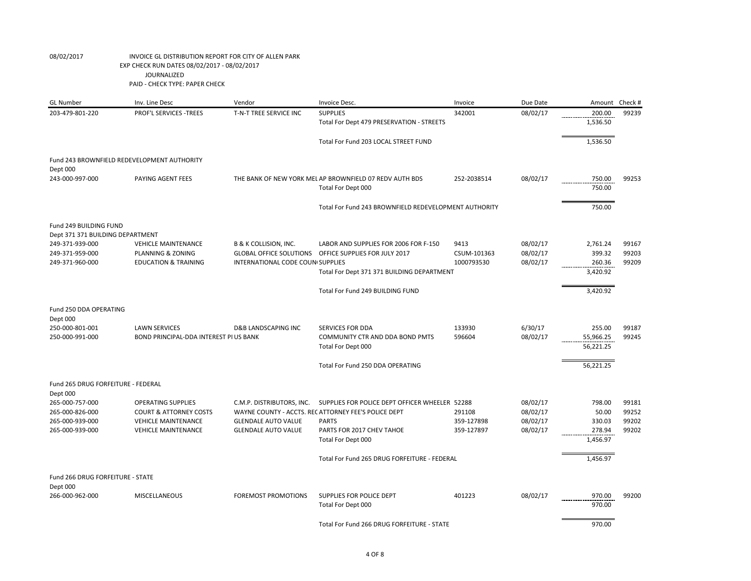08/02/2017 INVOICE GL DISTRIBUTION REPORT FOR CITY OF ALLEN PARK
EXP CHECK RUN DATES 08/02/2017 - 08/02/2017
JOURNALIZED
PAID - CHECK TYPE: PAPER CHECK

| GL Number | Inv. Line Desc | Vendor | Invoice Desc. | Invoice | Due Date | Amount | Check # |
|---|---|---|---|---|---|---|---|
| 203-479-801-220 | PROF'L SERVICES -TREES | T-N-T TREE SERVICE INC | SUPPLIES | 342001 | 08/02/17 | 200.00 | 99239 |
| | | | Total For Dept 479 PRESERVATION - STREETS | | | 1,536.50 | |
| | | | Total For Fund 203 LOCAL STREET FUND | | | 1,536.50 | |
| Fund 243 BROWNFIELD REDEVELOPMENT AUTHORITY | | | | | | | |
| Dept 000 | | | | | | | |
| 243-000-997-000 | PAYING AGENT FEES | THE BANK OF NEW YORK MEL | AP BROWNFIELD 07 REDV AUTH BDS | 252-2038514 | 08/02/17 | 750.00 | 99253 |
| | | | Total For Dept 000 | | | 750.00 | |
| | | | Total For Fund 243 BROWNFIELD REDEVELOPMENT AUTHORITY | | | 750.00 | |
| Fund 249 BUILDING FUND | | | | | | | |
| Dept 371 371 BUILDING DEPARTMENT | | | | | | | |
| 249-371-939-000 | VEHICLE MAINTENANCE | B & K COLLISION, INC. | LABOR AND SUPPLIES FOR 2006 FOR F-150 | 9413 | 08/02/17 | 2,761.24 | 99167 |
| 249-371-959-000 | PLANNING & ZONING | GLOBAL OFFICE SOLUTIONS | OFFICE SUPPLIES FOR JULY 2017 | CSUM-101363 | 08/02/17 | 399.32 | 99203 |
| 249-371-960-000 | EDUCATION & TRAINING | INTERNATIONAL CODE COUN | SUPPLIES | 1000793530 | 08/02/17 | 260.36 | 99209 |
| | | | Total For Dept 371 371 BUILDING DEPARTMENT | | | 3,420.92 | |
| | | | Total For Fund 249 BUILDING FUND | | | 3,420.92 | |
| Fund 250 DDA OPERATING | | | | | | | |
| Dept 000 | | | | | | | |
| 250-000-801-001 | LAWN SERVICES | D&B LANDSCAPING INC | SERVICES FOR DDA | 133930 | 6/30/17 | 255.00 | 99187 |
| 250-000-991-000 | BOND PRINCIPAL-DDA INTEREST PI | US BANK | COMMUNITY CTR AND DDA BOND PMTS | 596604 | 08/02/17 | 55,966.25 | 99245 |
| | | | Total For Dept 000 | | | 56,221.25 | |
| | | | Total For Fund 250 DDA OPERATING | | | 56,221.25 | |
| Fund 265 DRUG FORFEITURE - FEDERAL | | | | | | | |
| Dept 000 | | | | | | | |
| 265-000-757-000 | OPERATING SUPPLIES | C.M.P. DISTRIBUTORS, INC. | SUPPLIES FOR POLICE DEPT OFFICER WHEELER | 52288 | 08/02/17 | 798.00 | 99181 |
| 265-000-826-000 | COURT & ATTORNEY COSTS | WAYNE COUNTY - ACCTS. REC | ATTORNEY FEE'S POLICE DEPT | 291108 | 08/02/17 | 50.00 | 99252 |
| 265-000-939-000 | VEHICLE MAINTENANCE | GLENDALE AUTO VALUE | PARTS | 359-127898 | 08/02/17 | 330.03 | 99202 |
| 265-000-939-000 | VEHICLE MAINTENANCE | GLENDALE AUTO VALUE | PARTS FOR 2017 CHEV TAHOE | 359-127897 | 08/02/17 | 278.94 | 99202 |
| | | | Total For Dept 000 | | | 1,456.97 | |
| | | | Total For Fund 265 DRUG FORFEITURE - FEDERAL | | | 1,456.97 | |
| Fund 266 DRUG FORFEITURE - STATE | | | | | | | |
| Dept 000 | | | | | | | |
| 266-000-962-000 | MISCELLANEOUS | FOREMOST PROMOTIONS | SUPPLIES FOR POLICE DEPT | 401223 | 08/02/17 | 970.00 | 99200 |
| | | | Total For Dept 000 | | | 970.00 | |
| | | | Total For Fund 266 DRUG FORFEITURE - STATE | | | 970.00 | |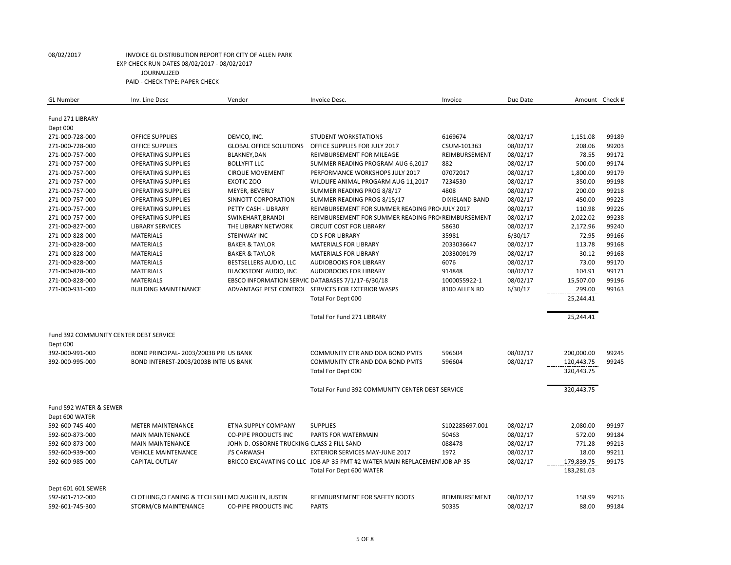08/02/2017 INVOICE GL DISTRIBUTION REPORT FOR CITY OF ALLEN PARK
EXP CHECK RUN DATES 08/02/2017 - 08/02/2017
JOURNALIZED
PAID - CHECK TYPE: PAPER CHECK

| GL Number | Inv. Line Desc | Vendor | Invoice Desc. | Invoice | Due Date | Amount | Check # |
|---|---|---|---|---|---|---|---|
| Fund 271 LIBRARY | | | | | | | |
| Dept 000 | | | | | | | |
| 271-000-728-000 | OFFICE SUPPLIES | DEMCO, INC. | STUDENT WORKSTATIONS | 6169674 | 08/02/17 | 1,151.08 | 99189 |
| 271-000-728-000 | OFFICE SUPPLIES | GLOBAL OFFICE SOLUTIONS | OFFICE SUPPLIES FOR JULY 2017 | CSUM-101363 | 08/02/17 | 208.06 | 99203 |
| 271-000-757-000 | OPERATING SUPPLIES | BLAKNEY,DAN | REIMBURSEMENT FOR MILEAGE | REIMBURSEMENT | 08/02/17 | 78.55 | 99172 |
| 271-000-757-000 | OPERATING SUPPLIES | BOLLYFIT LLC | SUMMER READING PROGRAM AUG 6,2017 | 882 | 08/02/17 | 500.00 | 99174 |
| 271-000-757-000 | OPERATING SUPPLIES | CIRQUE MOVEMENT | PERFORMANCE WORKSHOPS JULY 2017 | 07072017 | 08/02/17 | 1,800.00 | 99179 |
| 271-000-757-000 | OPERATING SUPPLIES | EXOTIC ZOO | WILDLIFE ANIMAL PROGARM AUG 11,2017 | 7234530 | 08/02/17 | 350.00 | 99198 |
| 271-000-757-000 | OPERATING SUPPLIES | MEYER, BEVERLY | SUMMER READING PROG 8/8/17 | 4808 | 08/02/17 | 200.00 | 99218 |
| 271-000-757-000 | OPERATING SUPPLIES | SINNOTT CORPORATION | SUMMER READING PROG 8/15/17 | DIXIELAND BAND | 08/02/17 | 450.00 | 99223 |
| 271-000-757-000 | OPERATING SUPPLIES | PETTY CASH - LIBRARY | REIMBURSEMENT FOR SUMMER READING PRO | JULY 2017 | 08/02/17 | 110.98 | 99226 |
| 271-000-757-000 | OPERATING SUPPLIES | SWINEHART,BRANDI | REIMBURSEMENT FOR SUMMER READING PRO | REIMBURSEMENT | 08/02/17 | 2,022.02 | 99238 |
| 271-000-827-000 | LIBRARY SERVICES | THE LIBRARY NETWORK | CIRCUIT COST FOR LIBRARY | 58630 | 08/02/17 | 2,172.96 | 99240 |
| 271-000-828-000 | MATERIALS | STEINWAY INC | CD'S FOR LIBRARY | 35981 | 6/30/17 | 72.95 | 99166 |
| 271-000-828-000 | MATERIALS | BAKER & TAYLOR | MATERIALS FOR LIBRARY | 2033036647 | 08/02/17 | 113.78 | 99168 |
| 271-000-828-000 | MATERIALS | BAKER & TAYLOR | MATERIALS FOR LIBRARY | 2033009179 | 08/02/17 | 30.12 | 99168 |
| 271-000-828-000 | MATERIALS | BESTSELLERS AUDIO, LLC | AUDIOBOOKS FOR LIBRARY | 6076 | 08/02/17 | 73.00 | 99170 |
| 271-000-828-000 | MATERIALS | BLACKSTONE AUDIO, INC | AUDIOBOOKS FOR LIBRARY | 914848 | 08/02/17 | 104.91 | 99171 |
| 271-000-828-000 | MATERIALS | EBSCO INFORMATION SERVIC | DATABASES 7/1/17-6/30/18 | 1000055922-1 | 08/02/17 | 15,507.00 | 99196 |
| 271-000-931-000 | BUILDING MAINTENANCE | ADVANTAGE PEST CONTROL | SERVICES FOR EXTERIOR WASPS | 8100 ALLEN RD | 6/30/17 | 299.00 | 99163 |
| | | | Total For Dept 000 | | | 25,244.41 | |
| | | | Total For Fund 271 LIBRARY | | | 25,244.41 | |
| Fund 392 COMMUNITY CENTER DEBT SERVICE | | | | | | | |
| Dept 000 | | | | | | | |
| 392-000-991-000 | BOND PRINCIPAL- 2003/2003B PRI | US BANK | COMMUNITY CTR AND DDA BOND PMTS | 596604 | 08/02/17 | 200,000.00 | 99245 |
| 392-000-995-000 | BOND INTEREST-2003/2003B INTE | US BANK | COMMUNITY CTR AND DDA BOND PMTS | 596604 | 08/02/17 | 120,443.75 | 99245 |
| | | | Total For Dept 000 | | | 320,443.75 | |
| | | | Total For Fund 392 COMMUNITY CENTER DEBT SERVICE | | | 320,443.75 | |
| Fund 592 WATER & SEWER | | | | | | | |
| Dept 600 WATER | | | | | | | |
| 592-600-745-400 | METER MAINTENANCE | ETNA SUPPLY COMPANY | SUPPLIES | S102285697.001 | 08/02/17 | 2,080.00 | 99197 |
| 592-600-873-000 | MAIN MAINTENANCE | CO-PIPE PRODUCTS INC | PARTS FOR WATERMAIN | 50463 | 08/02/17 | 572.00 | 99184 |
| 592-600-873-000 | MAIN MAINTENANCE | JOHN D. OSBORNE TRUCKING | CLASS 2 FILL SAND | 088478 | 08/02/17 | 771.28 | 99213 |
| 592-600-939-000 | VEHICLE MAINTENANCE | J'S CARWASH | EXTERIOR SERVICES MAY-JUNE 2017 | 1972 | 08/02/17 | 18.00 | 99211 |
| 592-600-985-000 | CAPITAL OUTLAY | BRICCO EXCAVATING CO LLC | JOB AP-35 PMT #2 WATER MAIN REPLACEMENT | JOB AP-35 | 08/02/17 | 179,839.75 | 99175 |
| | | | Total For Dept 600 WATER | | | 183,281.03 | |
| Dept 601 601 SEWER | | | | | | | |
| 592-601-712-000 | CLOTHING,CLEANING & TECH SKILL | MCLAUGHLIN, JUSTIN | REIMBURSEMENT FOR SAFETY BOOTS | REIMBURSEMENT | 08/02/17 | 158.99 | 99216 |
| 592-601-745-300 | STORM/CB MAINTENANCE | CO-PIPE PRODUCTS INC | PARTS | 50335 | 08/02/17 | 88.00 | 99184 |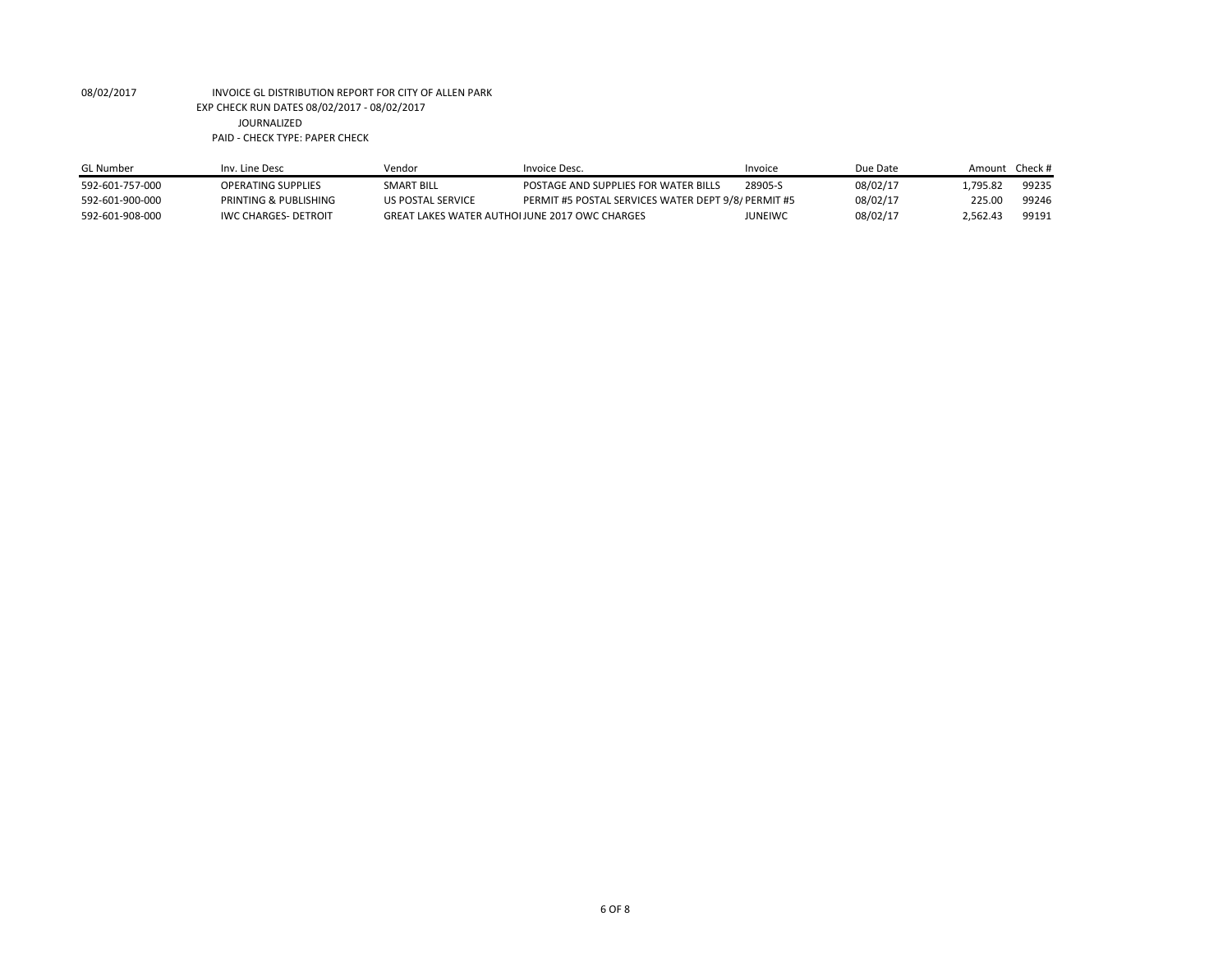08/02/2017 INVOICE GL DISTRIBUTION REPORT FOR CITY OF ALLEN PARK

EXP CHECK RUN DATES 08/02/2017 - 08/02/2017

JOURNALIZED

PAID - CHECK TYPE: PAPER CHECK

| GL Number | Inv. Line Desc | Vendor | Invoice Desc. | Invoice | Due Date | Amount | Check # |
|---|---|---|---|---|---|---|---|
| 592-601-757-000 | OPERATING SUPPLIES | SMART BILL | POSTAGE AND SUPPLIES FOR WATER BILLS | 28905-S | 08/02/17 | 1,795.82 | 99235 |
| 592-601-900-000 | PRINTING & PUBLISHING | US POSTAL SERVICE | PERMIT #5 POSTAL SERVICES WATER DEPT 9/8/ | PERMIT #5 | 08/02/17 | 225.00 | 99246 |
| 592-601-908-000 | IWC CHARGES- DETROIT | GREAT LAKES WATER AUTHOI | JUNE 2017 OWC CHARGES | JUNEIWC | 08/02/17 | 2,562.43 | 99191 |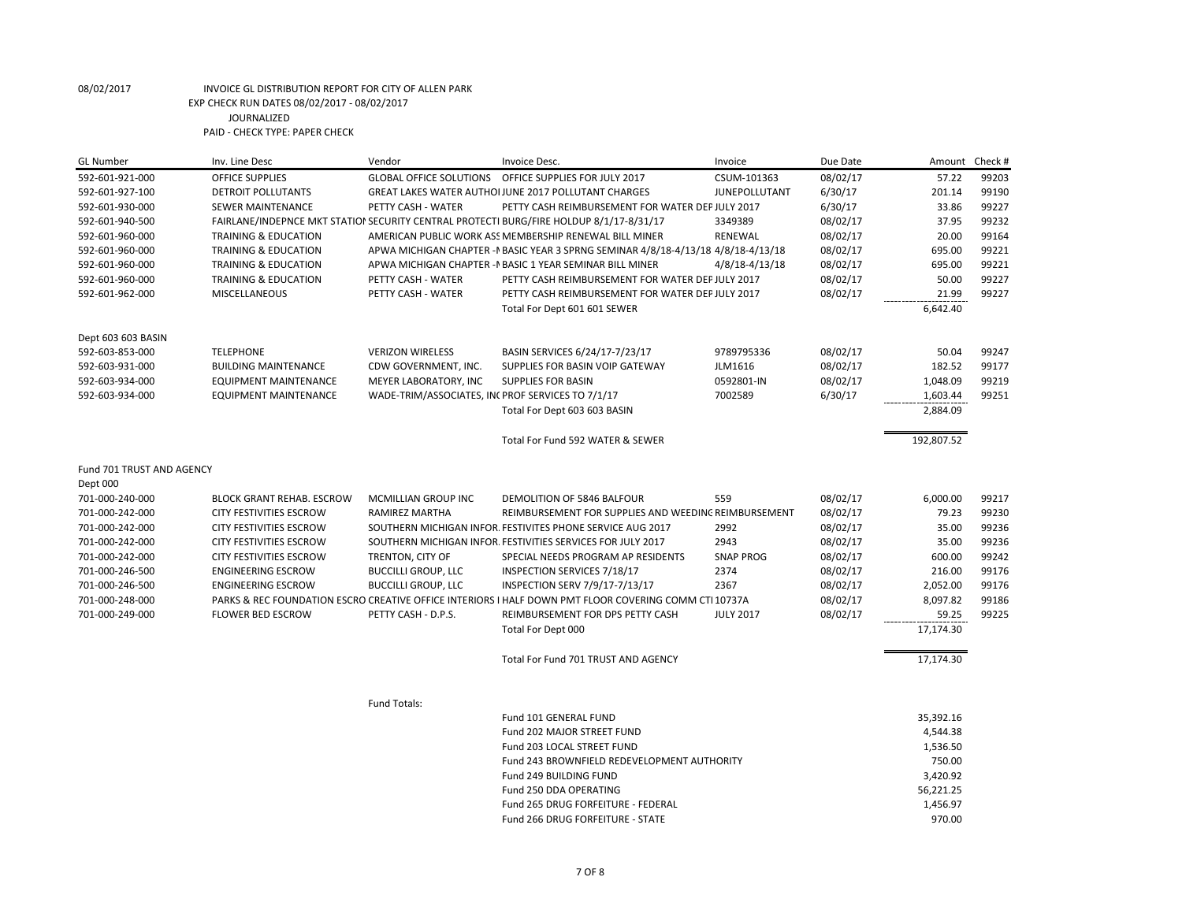08/02/2017 INVOICE GL DISTRIBUTION REPORT FOR CITY OF ALLEN PARK

EXP CHECK RUN DATES 08/02/2017 - 08/02/2017

JOURNALIZED

PAID - CHECK TYPE: PAPER CHECK

| GL Number | Inv. Line Desc | Vendor | Invoice Desc. | Invoice | Due Date | Amount | Check # |
|---|---|---|---|---|---|---|---|
| 592-601-921-000 | OFFICE SUPPLIES | GLOBAL OFFICE SOLUTIONS | OFFICE SUPPLIES FOR JULY 2017 | CSUM-101363 | 08/02/17 | 57.22 | 99203 |
| 592-601-927-100 | DETROIT POLLUTANTS | GREAT LAKES WATER AUTHOI | JUNE 2017 POLLUTANT CHARGES | JUNEPOLLUTANT | 6/30/17 | 201.14 | 99190 |
| 592-601-930-000 | SEWER MAINTENANCE | PETTY CASH - WATER | PETTY CASH REIMBURSEMENT FOR WATER DEF | JULY 2017 | 6/30/17 | 33.86 | 99227 |
| 592-601-940-500 | FAIRLANE/INDEPNCE MKT STATION | SECURITY CENTRAL PROTECTI | BURG/FIRE HOLDUP 8/1/17-8/31/17 | 3349389 | 08/02/17 | 37.95 | 99232 |
| 592-601-960-000 | TRAINING & EDUCATION | AMERICAN PUBLIC WORK ASS | MEMBERSHIP RENEWAL BILL MINER | RENEWAL | 08/02/17 | 20.00 | 99164 |
| 592-601-960-000 | TRAINING & EDUCATION | APWA MICHIGAN CHAPTER -N | BASIC YEAR 3 SPRNG SEMINAR 4/8/18-4/13/18 | 4/8/18-4/13/18 | 08/02/17 | 695.00 | 99221 |
| 592-601-960-000 | TRAINING & EDUCATION | APWA MICHIGAN CHAPTER -N | BASIC 1 YEAR SEMINAR BILL MINER | 4/8/18-4/13/18 | 08/02/17 | 695.00 | 99221 |
| 592-601-960-000 | TRAINING & EDUCATION | PETTY CASH - WATER | PETTY CASH REIMBURSEMENT FOR WATER DEF | JULY 2017 | 08/02/17 | 50.00 | 99227 |
| 592-601-962-000 | MISCELLANEOUS | PETTY CASH - WATER | PETTY CASH REIMBURSEMENT FOR WATER DEF | JULY 2017 | 08/02/17 | 21.99 | 99227 |
| | | | Total For Dept 601 601 SEWER | | | 6,642.40 | |
| Dept 603 603 BASIN | | | | | | | |
| 592-603-853-000 | TELEPHONE | VERIZON WIRELESS | BASIN SERVICES 6/24/17-7/23/17 | 9789795336 | 08/02/17 | 50.04 | 99247 |
| 592-603-931-000 | BUILDING MAINTENANCE | CDW GOVERNMENT, INC. | SUPPLIES FOR BASIN VOIP GATEWAY | JLM1616 | 08/02/17 | 182.52 | 99177 |
| 592-603-934-000 | EQUIPMENT MAINTENANCE | MEYER LABORATORY, INC | SUPPLIES FOR BASIN | 0592801-IN | 08/02/17 | 1,048.09 | 99219 |
| 592-603-934-000 | EQUIPMENT MAINTENANCE | WADE-TRIM/ASSOCIATES, INC | PROF SERVICES TO 7/1/17 | 7002589 | 6/30/17 | 1,603.44 | 99251 |
| | | | Total For Dept 603 603 BASIN | | | 2,884.09 | |
| | | | Total For Fund 592 WATER & SEWER | | | 192,807.52 | |
| Fund 701 TRUST AND AGENCY | | | | | | | |
| Dept 000 | | | | | | | |
| 701-000-240-000 | BLOCK GRANT REHAB. ESCROW | MCMILLIAN GROUP INC | DEMOLITION OF 5846 BALFOUR | 559 | 08/02/17 | 6,000.00 | 99217 |
| 701-000-242-000 | CITY FESTIVITIES ESCROW | RAMIREZ MARTHA | REIMBURSEMENT FOR SUPPLIES AND WEEDING | REIMBURSEMENT | 08/02/17 | 79.23 | 99230 |
| 701-000-242-000 | CITY FESTIVITIES ESCROW | SOUTHERN MICHIGAN INFOR. | FESTIVITES PHONE SERVICE AUG 2017 | 2992 | 08/02/17 | 35.00 | 99236 |
| 701-000-242-000 | CITY FESTIVITIES ESCROW | SOUTHERN MICHIGAN INFOR. | FESTIVITIES SERVICES FOR JULY 2017 | 2943 | 08/02/17 | 35.00 | 99236 |
| 701-000-242-000 | CITY FESTIVITIES ESCROW | TRENTON, CITY OF | SPECIAL NEEDS PROGRAM AP RESIDENTS | SNAP PROG | 08/02/17 | 600.00 | 99242 |
| 701-000-246-500 | ENGINEERING ESCROW | BUCCILLI GROUP, LLC | INSPECTION SERVICES 7/18/17 | 2374 | 08/02/17 | 216.00 | 99176 |
| 701-000-246-500 | ENGINEERING ESCROW | BUCCILLI GROUP, LLC | INSPECTION SERV 7/9/17-7/13/17 | 2367 | 08/02/17 | 2,052.00 | 99176 |
| 701-000-248-000 | PARKS & REC FOUNDATION ESCRO | CREATIVE OFFICE INTERIORS I | HALF DOWN PMT FLOOR COVERING COMM CTI | 10737A | 08/02/17 | 8,097.82 | 99186 |
| 701-000-249-000 | FLOWER BED ESCROW | PETTY CASH - D.P.S. | REIMBURSEMENT FOR DPS PETTY CASH | JULY 2017 | 08/02/17 | 59.25 | 99225 |
| | | | Total For Dept 000 | | | 17,174.30 | |
| | | | Total For Fund 701 TRUST AND AGENCY | | | 17,174.30 | |

Fund Totals:

| Fund | Amount |
|---|---|
| Fund 101 GENERAL FUND | 35,392.16 |
| Fund 202 MAJOR STREET FUND | 4,544.38 |
| Fund 203 LOCAL STREET FUND | 1,536.50 |
| Fund 243 BROWNFIELD REDEVELOPMENT AUTHORITY | 750.00 |
| Fund 249 BUILDING FUND | 3,420.92 |
| Fund 250 DDA OPERATING | 56,221.25 |
| Fund 265 DRUG FORFEITURE - FEDERAL | 1,456.97 |
| Fund 266 DRUG FORFEITURE - STATE | 970.00 |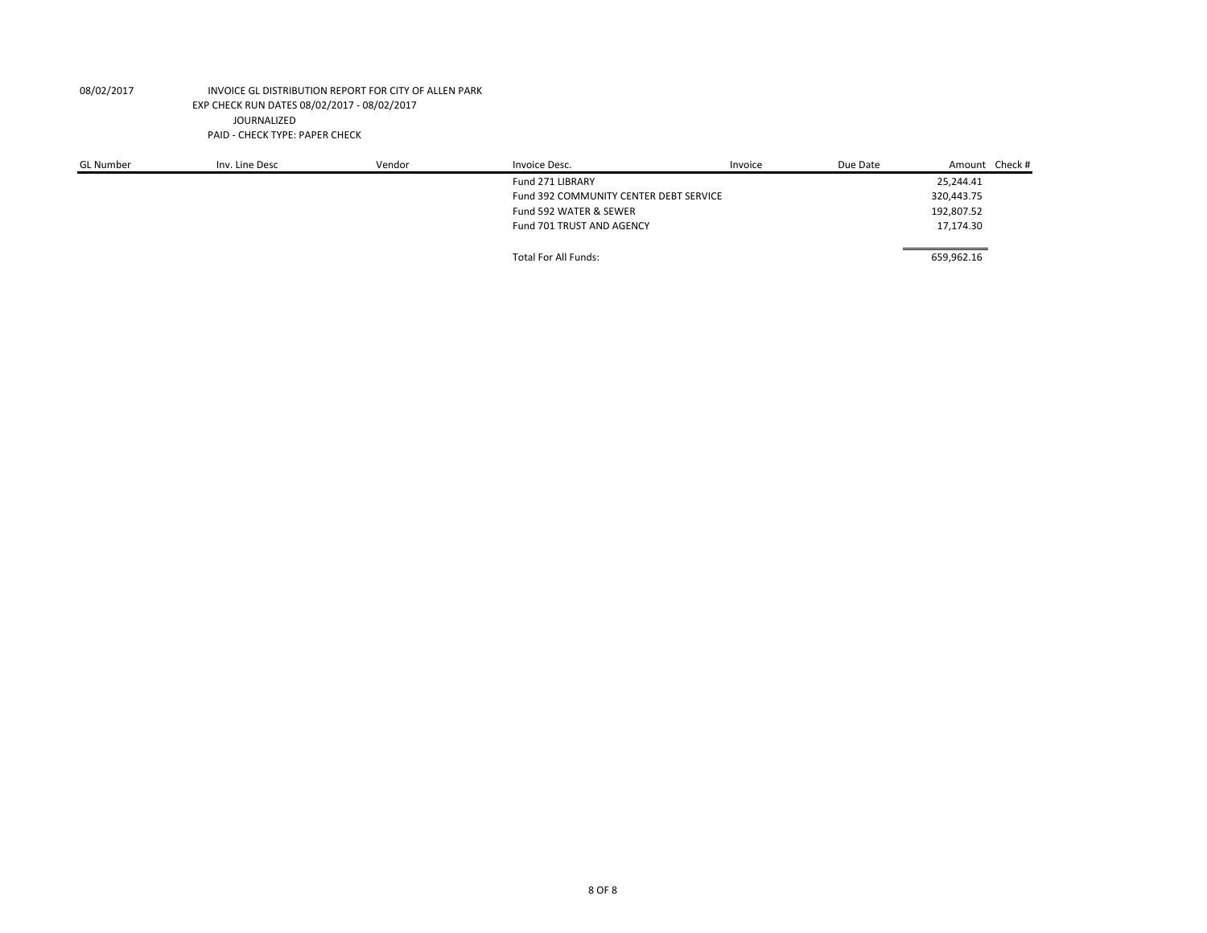08/02/2017 INVOICE GL DISTRIBUTION REPORT FOR CITY OF ALLEN PARK
EXP CHECK RUN DATES 08/02/2017 - 08/02/2017
JOURNALIZED
PAID - CHECK TYPE: PAPER CHECK

| GL Number | Inv. Line Desc | Vendor | Invoice Desc. | Invoice | Due Date | Amount | Check # |
|---|---|---|---|---|---|---|---|
| | | | Fund 271 LIBRARY | | | 25,244.41 | |
| | | | Fund 392 COMMUNITY CENTER DEBT SERVICE | | | 320,443.75 | |
| | | | Fund 592 WATER & SEWER | | | 192,807.52 | |
| | | | Fund 701 TRUST AND AGENCY | | | 17,174.30 | |
| | | | Total For All Funds: | | | 659,962.16 | |